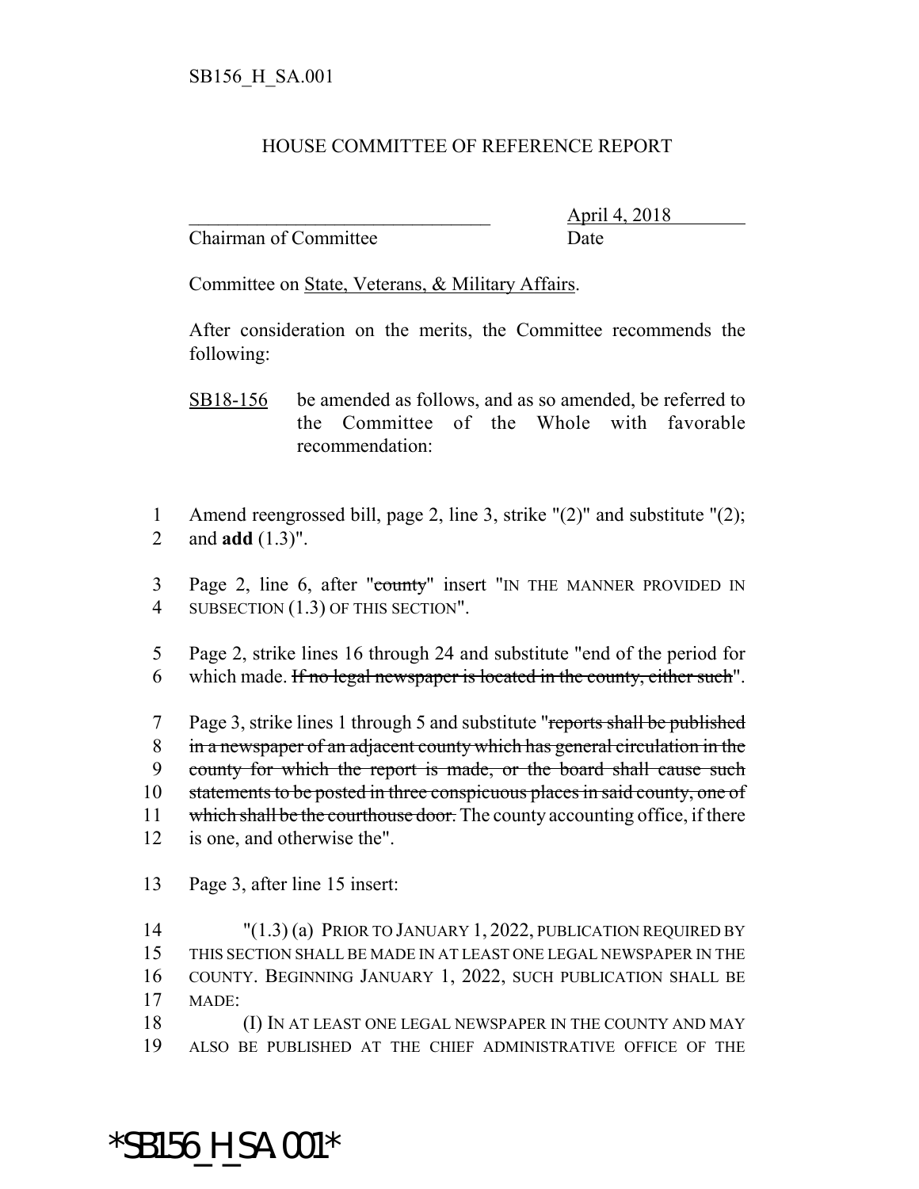SB156_H_SA.001

HOUSE COMMITTEE OF REFERENCE REPORT

________________________________ April 4, 2018
Chairman of Committee Date

Committee on State, Veterans, & Military Affairs.

After consideration on the merits, the Committee recommends the following:

SB18-156 be amended as follows, and as so amended, be referred to the Committee of the Whole with favorable recommendation:

1 Amend reengrossed bill, page 2, line 3, strike "(2)" and substitute "(2);
2 and **add** (1.3)".

3 Page 2, line 6, after "~~county~~" insert "IN THE MANNER PROVIDED IN
4 SUBSECTION (1.3) OF THIS SECTION".

5 Page 2, strike lines 16 through 24 and substitute "end of the period for
6 which made. ~~If no legal newspaper is located in the county, either such~~".

7 Page 3, strike lines 1 through 5 and substitute "~~reports shall be published~~
8 ~~in a newspaper of an adjacent county which has general circulation in the~~
9 ~~county for which the report is made, or the board shall cause such~~
10 ~~statements to be posted in three conspicuous places in said county, one of~~
11 ~~which shall be the courthouse door.~~ The county accounting office, if there
12 is one, and otherwise the".

13 Page 3, after line 15 insert:

14 "(1.3) (a) PRIOR TO JANUARY 1, 2022, PUBLICATION REQUIRED BY
15 THIS SECTION SHALL BE MADE IN AT LEAST ONE LEGAL NEWSPAPER IN THE
16 COUNTY. BEGINNING JANUARY 1, 2022, SUCH PUBLICATION SHALL BE
17 MADE:

18 (I) IN AT LEAST ONE LEGAL NEWSPAPER IN THE COUNTY AND MAY
19 ALSO BE PUBLISHED AT THE CHIEF ADMINISTRATIVE OFFICE OF THE

*SB156_H_SA.001*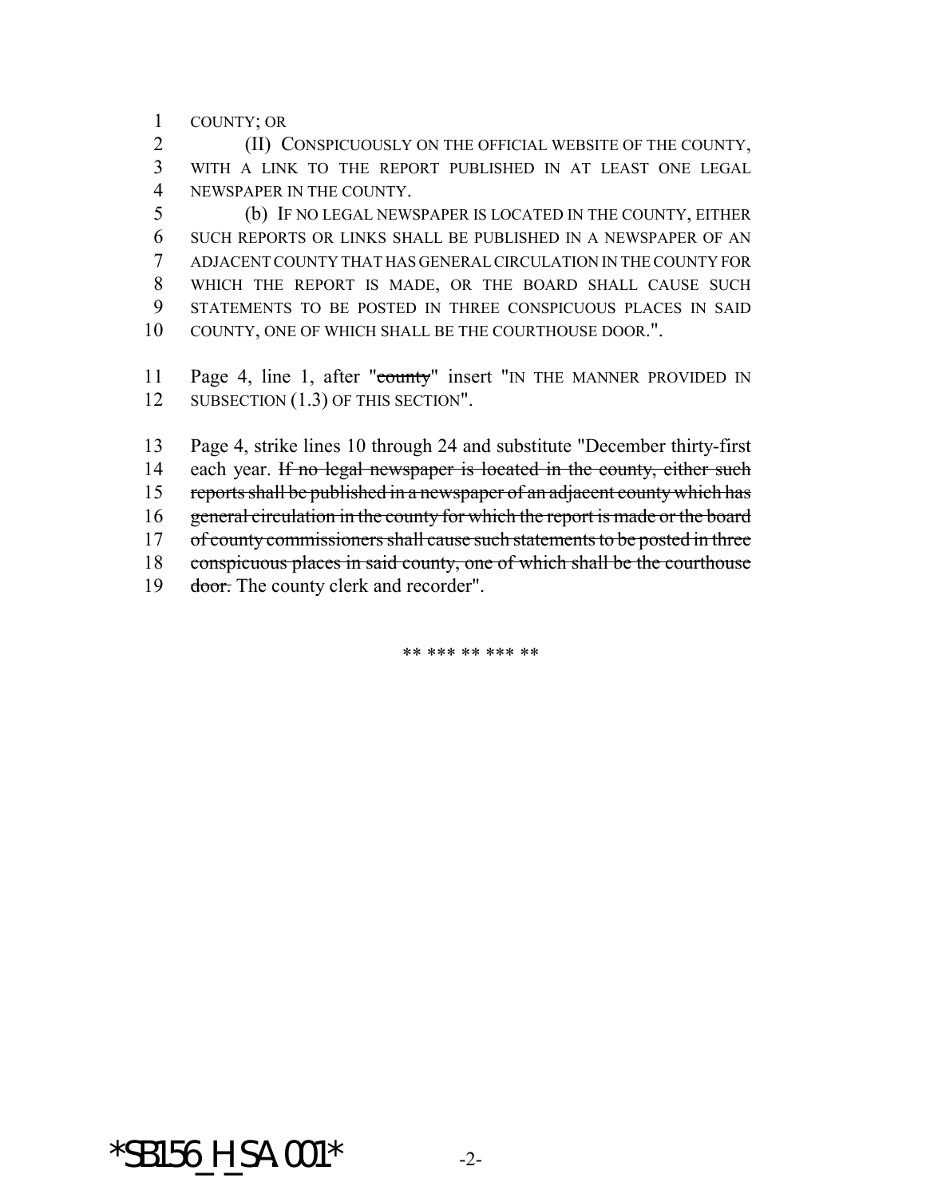COUNTY; OR

(II) CONSPICUOUSLY ON THE OFFICIAL WEBSITE OF THE COUNTY, WITH A LINK TO THE REPORT PUBLISHED IN AT LEAST ONE LEGAL NEWSPAPER IN THE COUNTY.

(b) IF NO LEGAL NEWSPAPER IS LOCATED IN THE COUNTY, EITHER SUCH REPORTS OR LINKS SHALL BE PUBLISHED IN A NEWSPAPER OF AN ADJACENT COUNTY THAT HAS GENERAL CIRCULATION IN THE COUNTY FOR WHICH THE REPORT IS MADE, OR THE BOARD SHALL CAUSE SUCH STATEMENTS TO BE POSTED IN THREE CONSPICUOUS PLACES IN SAID COUNTY, ONE OF WHICH SHALL BE THE COURTHOUSE DOOR.".

Page 4, line 1, after "~~county~~" insert "IN THE MANNER PROVIDED IN SUBSECTION (1.3) OF THIS SECTION".

Page 4, strike lines 10 through 24 and substitute "December thirty-first each year. ~~If no legal newspaper is located in the county, either such reports shall be published in a newspaper of an adjacent county which has general circulation in the county for which the report is made or the board of county commissioners shall cause such statements to be posted in three conspicuous places in said county, one of which shall be the courthouse door.~~ The county clerk and recorder".

** *** ** *** **